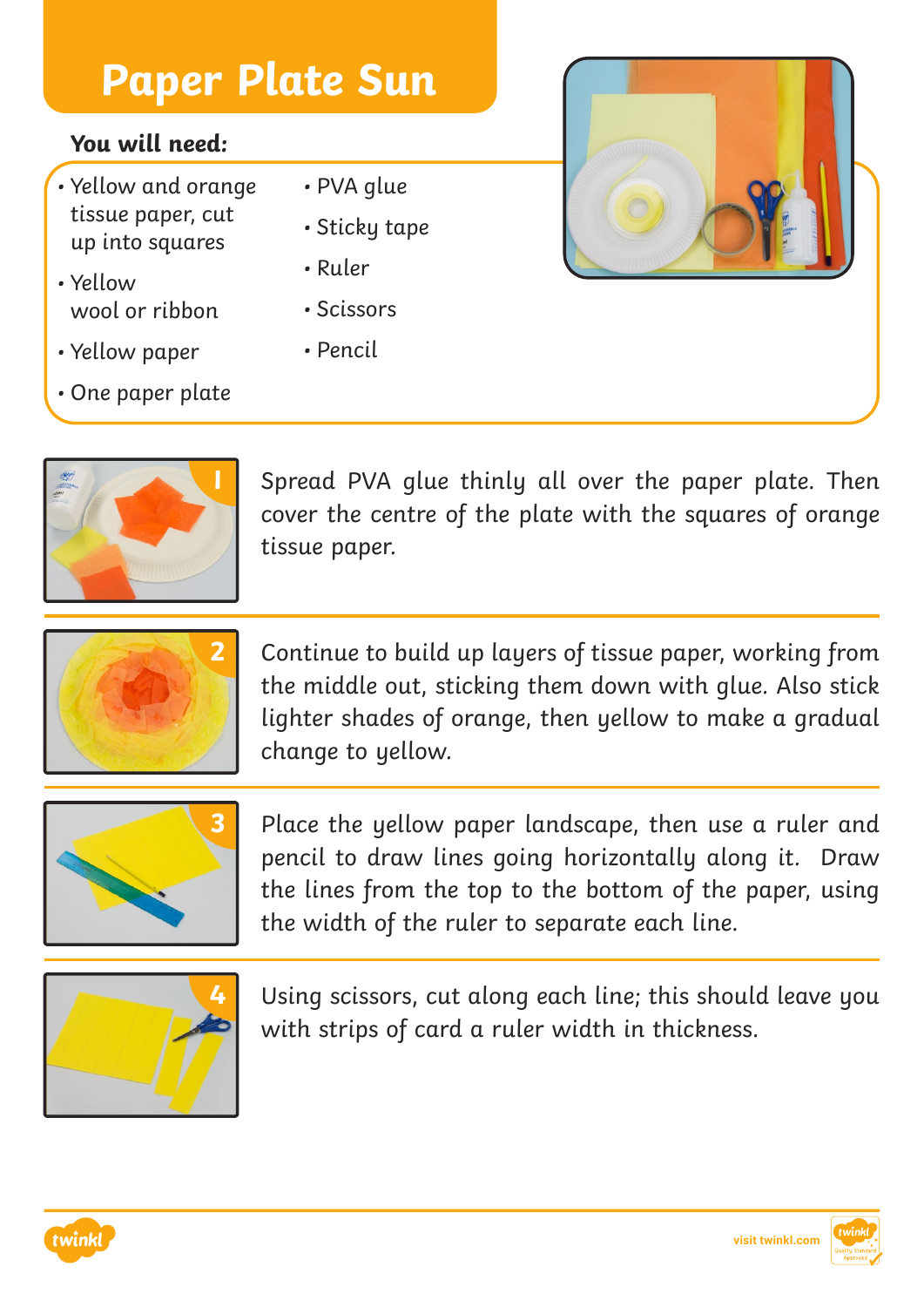# Paper Plate Sun

**You will need:**

- Yellow and orange tissue paper, cut up into squares
- Yellow wool or ribbon
- Yellow paper
- One paper plate
- PVA glue
- Sticky tape
- Ruler
- Scissors
- Pencil

1. Spread PVA glue thinly all over the paper plate. Then cover the centre of the plate with the squares of orange tissue paper.

2. Continue to build up layers of tissue paper, working from the middle out, sticking them down with glue. Also stick lighter shades of orange, then yellow to make a gradual change to yellow.

3. Place the yellow paper landscape, then use a ruler and pencil to draw lines going horizontally along it. Draw the lines from the top to the bottom of the paper, using the width of the ruler to separate each line.

4. Using scissors, cut along each line; this should leave you with strips of card a ruler width in thickness.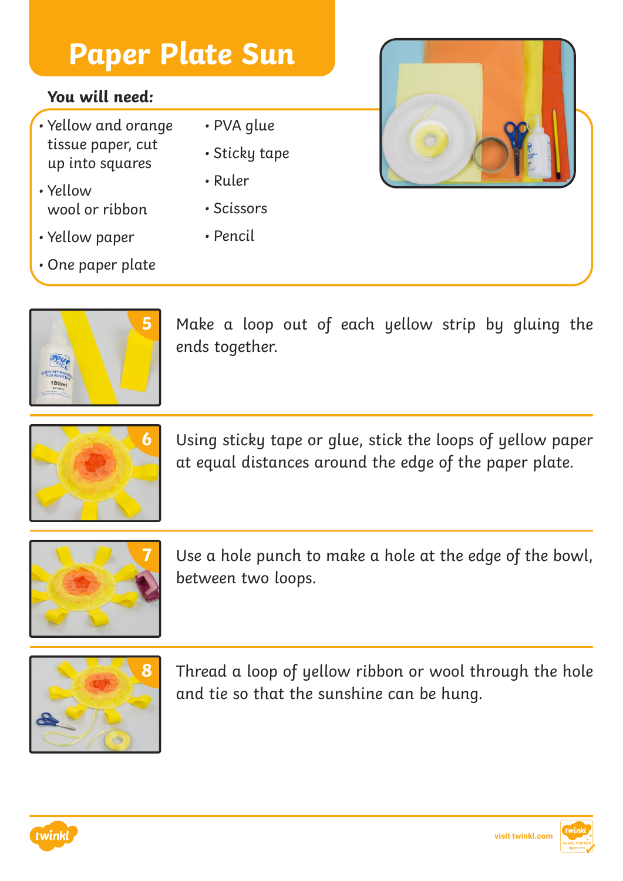# Paper Plate Sun

**You will need:**

- Yellow and orange tissue paper, cut up into squares
- Yellow wool or ribbon
- Yellow paper
- One paper plate
- PVA glue
- Sticky tape
- Ruler
- Scissors
- Pencil

**5** Make a loop out of each yellow strip by gluing the ends together.

**6** Using sticky tape or glue, stick the loops of yellow paper at equal distances around the edge of the paper plate.

**7** Use a hole punch to make a hole at the edge of the bowl, between two loops.

**8** Thread a loop of yellow ribbon or wool through the hole and tie so that the sunshine can be hung.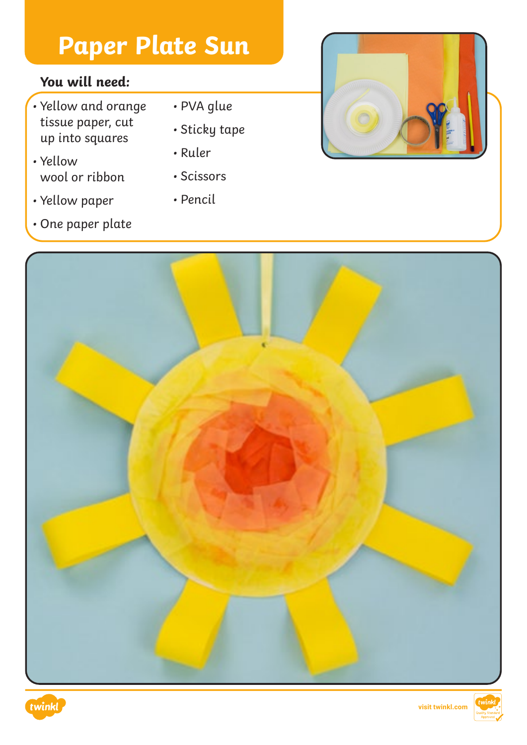# Paper Plate Sun

**You will need:**

- Yellow and orange tissue paper, cut up into squares
- Yellow wool or ribbon
- Yellow paper
- One paper plate
- PVA glue
- Sticky tape
- Ruler
- Scissors
- Pencil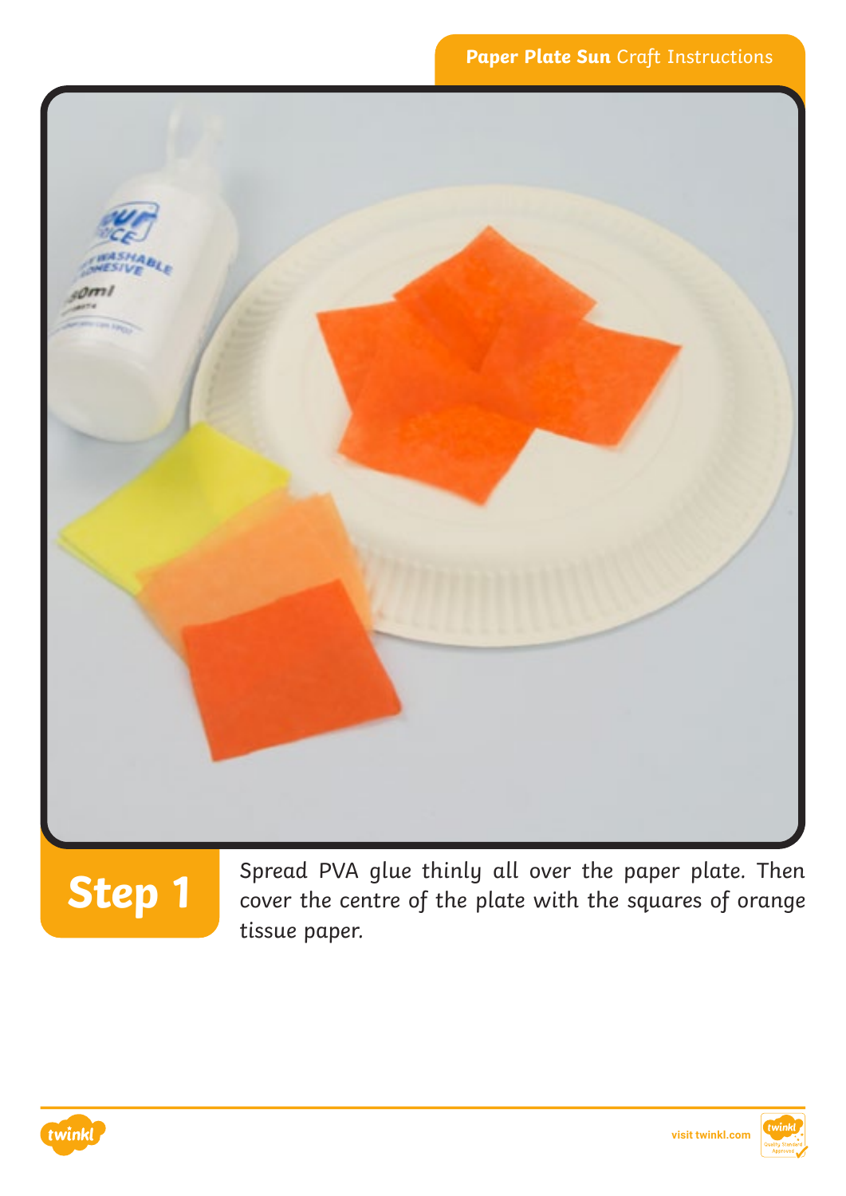## Step 1

Spread PVA glue thinly all over the paper plate. Then cover the centre of the plate with the squares of orange tissue paper.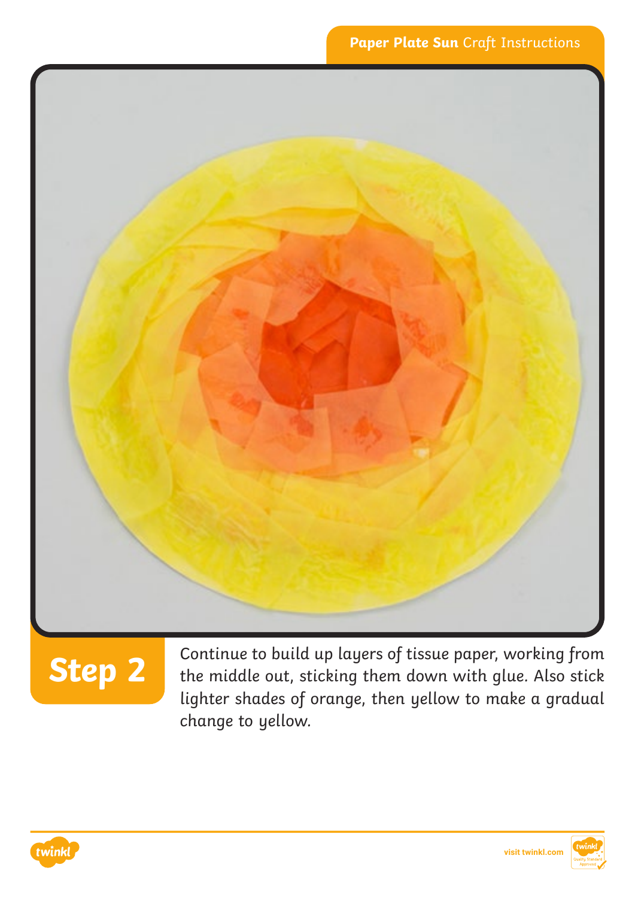## Step 2

Continue to build up layers of tissue paper, working from the middle out, sticking them down with glue. Also stick lighter shades of orange, then yellow to make a gradual change to yellow.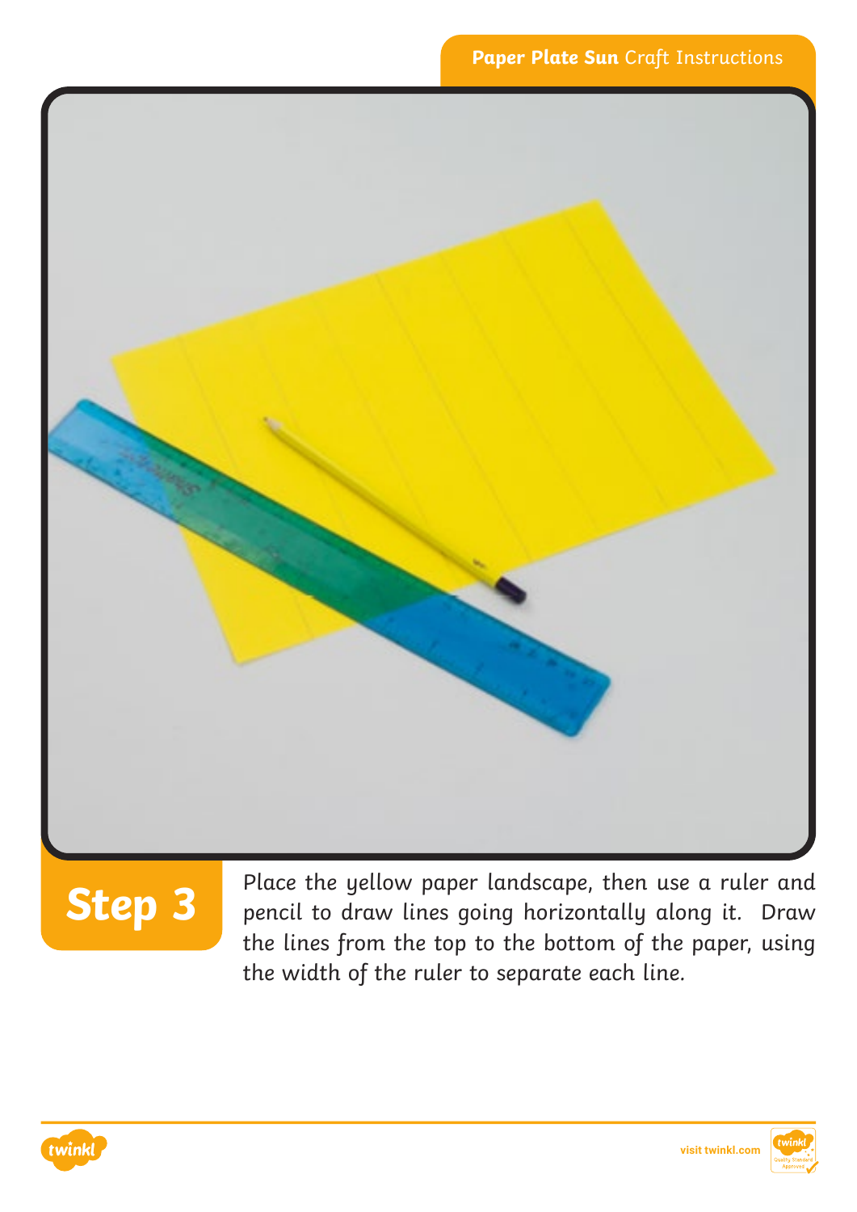## Step 3

Place the yellow paper landscape, then use a ruler and pencil to draw lines going horizontally along it. Draw the lines from the top to the bottom of the paper, using the width of the ruler to separate each line.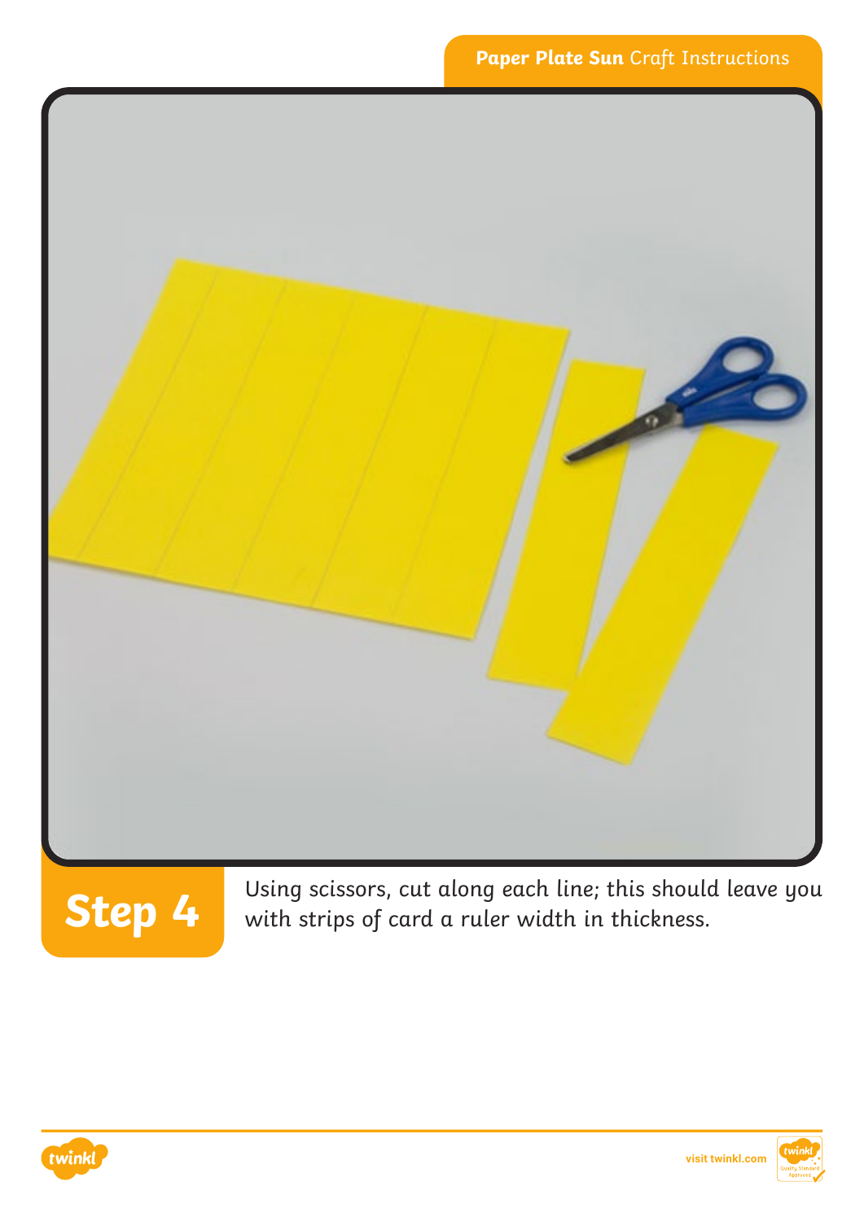## Step 4

Using scissors, cut along each line; this should leave you with strips of card a ruler width in thickness.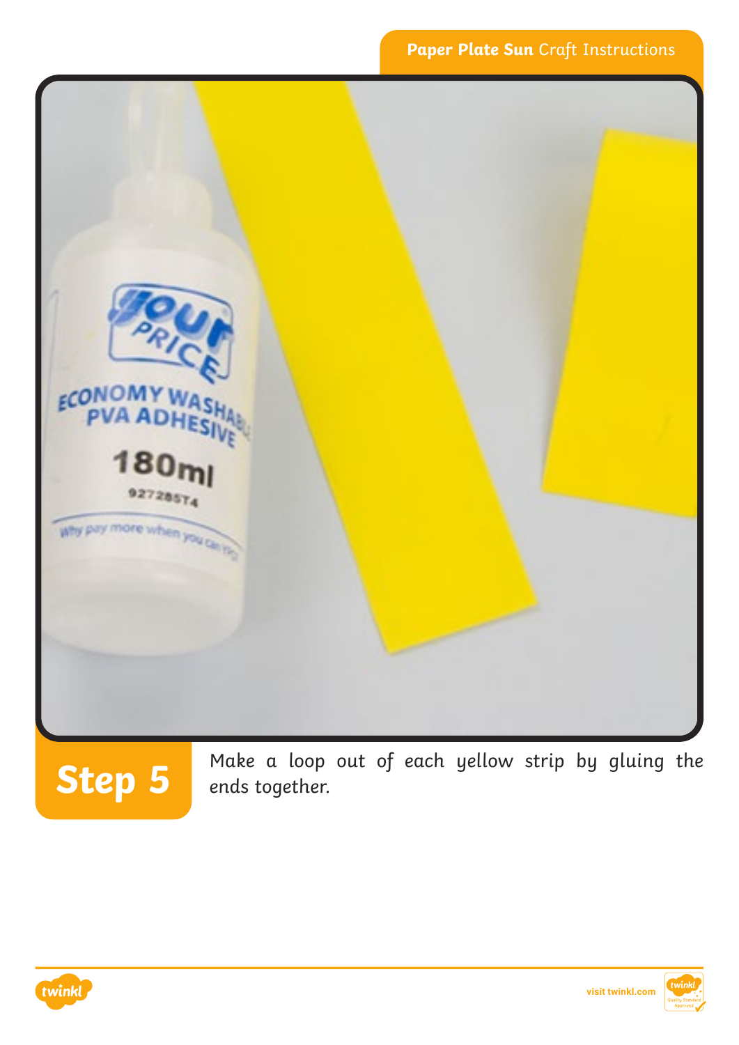## Step 5

Make a loop out of each yellow strip by gluing the ends together.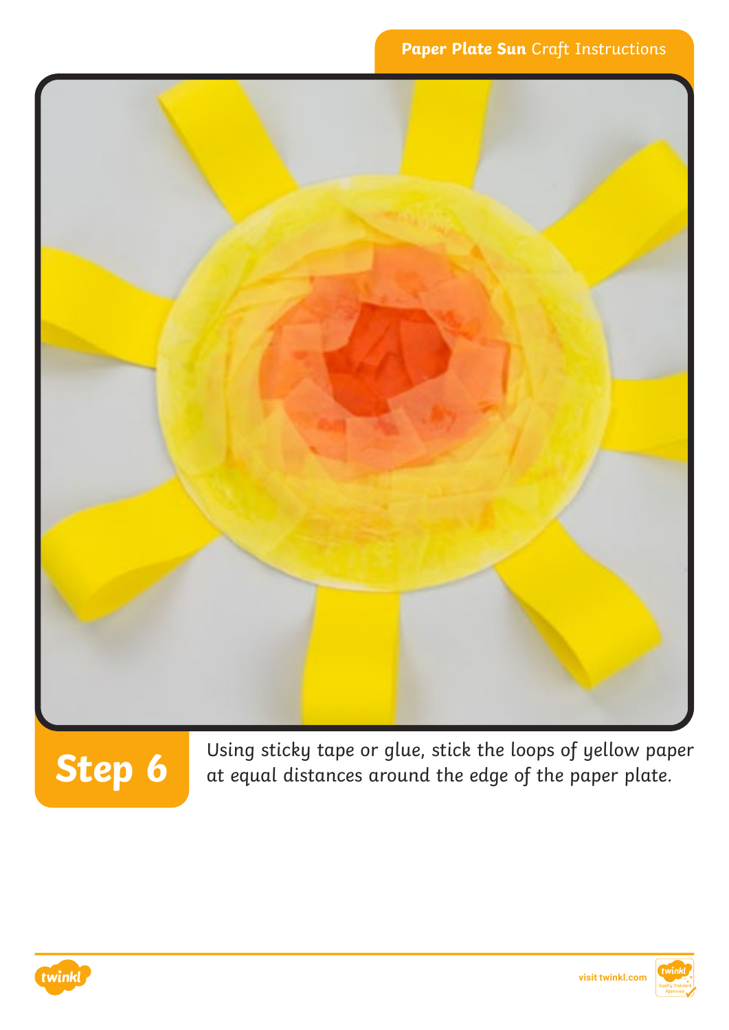## Step 6

Using sticky tape or glue, stick the loops of yellow paper at equal distances around the edge of the paper plate.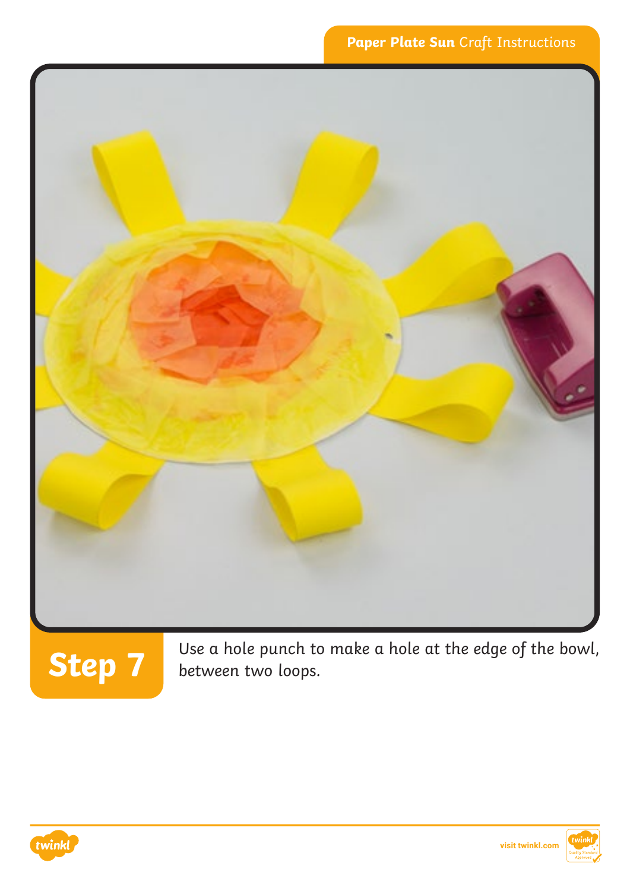## Step 7

Use a hole punch to make a hole at the edge of the bowl, between two loops.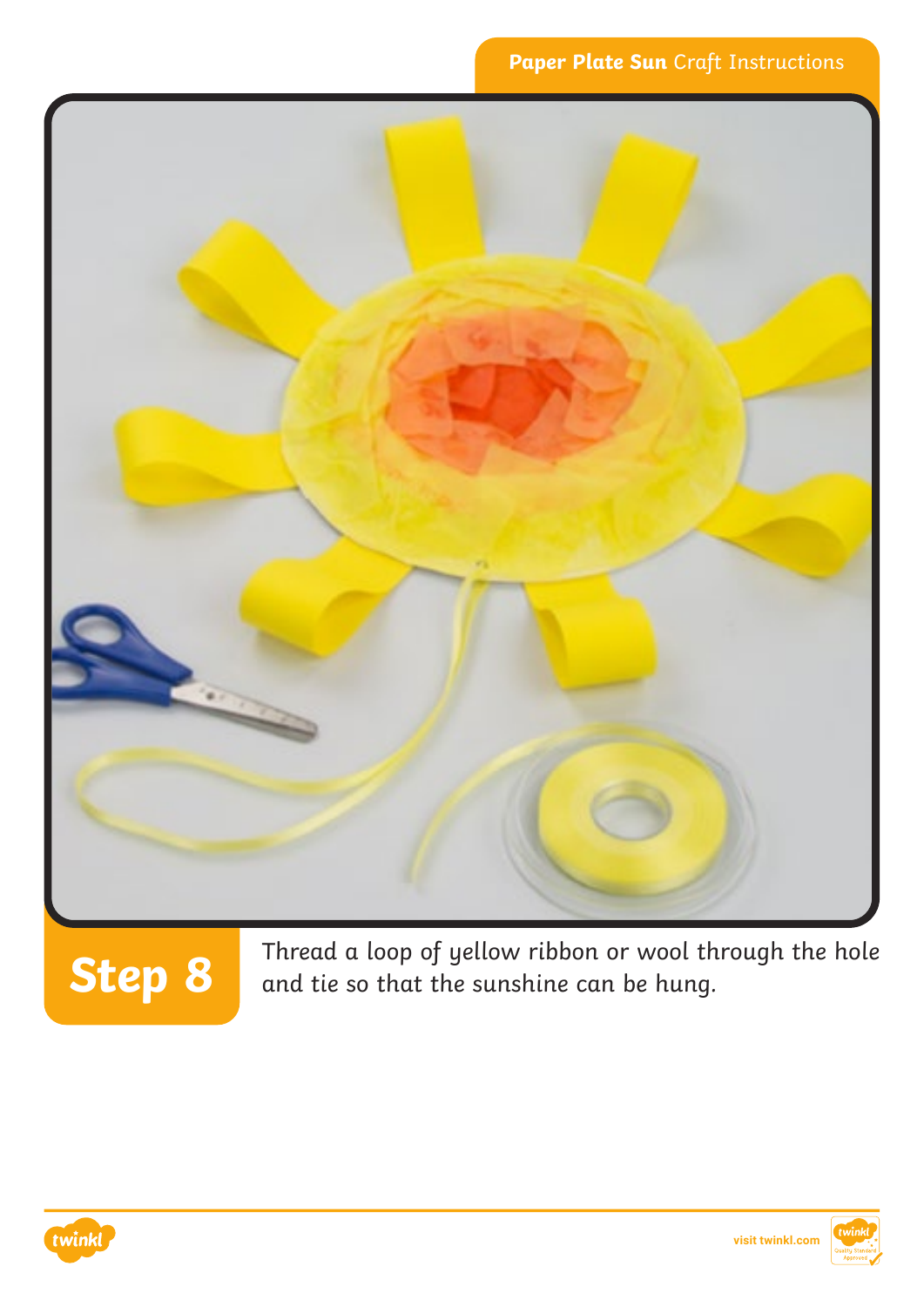## Step 8

Thread a loop of yellow ribbon or wool through the hole and tie so that the sunshine can be hung.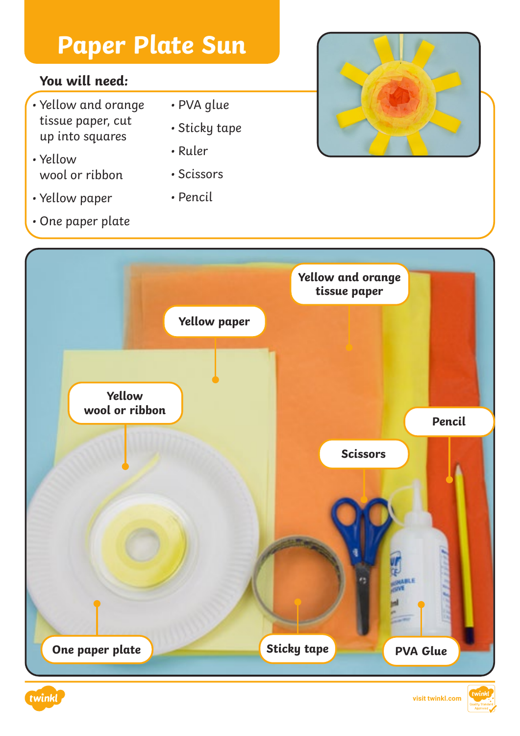# Paper Plate Sun

**You will need:**

- Yellow and orange tissue paper, cut up into squares
- Yellow wool or ribbon
- Yellow paper
- One paper plate
- PVA glue
- Sticky tape
- Ruler
- Scissors
- Pencil

Yellow and orange tissue paper

Yellow paper

Yellow wool or ribbon

Pencil

Scissors

One paper plate

Sticky tape

PVA Glue